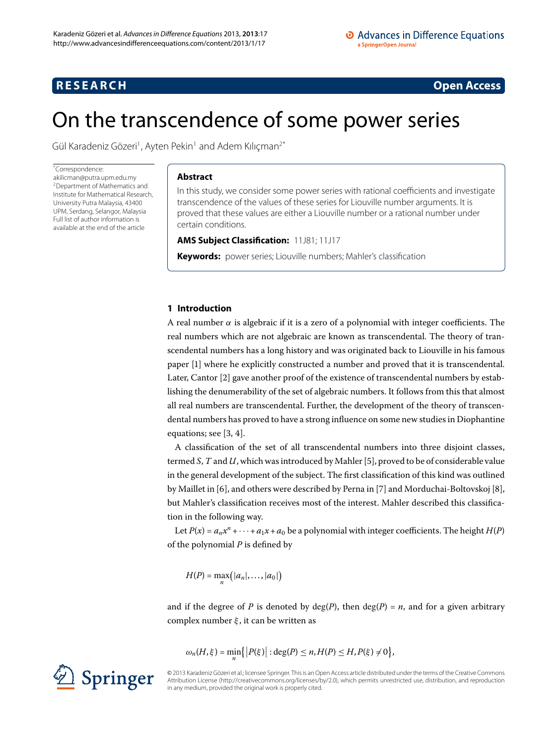**RESEARCH** **Open Access**

# On the transcendence of some power series

Gül Karadeniz Gözeri[1], Ayten Pekin[1] and Adem Kılıçman[2*]

*Correspondence: akilicman@putra.upm.edu.my
[2]Department of Mathematics and Institute for Mathematical Research, University Putra Malaysia, 43400 UPM, Serdang, Selangor, Malaysia
Full list of author information is available at the end of the article

## Abstract

In this study, we consider some power series with rational coefficients and investigate transcendence of the values of these series for Liouville number arguments. It is proved that these values are either a Liouville number or a rational number under certain conditions.

**AMS Subject Classification:** 11J81; 11J17

**Keywords:** power series; Liouville numbers; Mahler's classification

## 1 Introduction

A real number $\alpha$ is algebraic if it is a zero of a polynomial with integer coefficients. The real numbers which are not algebraic are known as transcendental. The theory of transcendental numbers has a long history and was originated back to Liouville in his famous paper [1] where he explicitly constructed a number and proved that it is transcendental. Later, Cantor [2] gave another proof of the existence of transcendental numbers by establishing the denumerability of the set of algebraic numbers. It follows from this that almost all real numbers are transcendental. Further, the development of the theory of transcendental numbers has proved to have a strong influence on some new studies in Diophantine equations; see [3, 4].

A classification of the set of all transcendental numbers into three disjoint classes, termed $S$, $T$ and $U$, which was introduced by Mahler [5], proved to be of considerable value in the general development of the subject. The first classification of this kind was outlined by Maillet in [6], and others were described by Perna in [7] and Morduchai-Boltovskoj [8], but Mahler's classification receives most of the interest. Mahler described this classification in the following way.

Let $P(x) = a_n x^n + \cdots + a_1 x + a_0$ be a polynomial with integer coefficients. The height $H(P)$ of the polynomial $P$ is defined by

$$H(P) = \max_n \bigl(|a_n|, \ldots, |a_0|\bigr)$$

and if the degree of $P$ is denoted by $\deg(P)$, then $\deg(P) = n$, and for a given arbitrary complex number $\xi$, it can be written as

$$\omega_n(H, \xi) = \min_n \bigl\{ \bigl|P(\xi)\bigr| : \deg(P) \leq n, H(P) \leq H, P(\xi) \neq 0 \bigr\},$$

© 2013 Karadeniz Gözeri et al.; licensee Springer. This is an Open Access article distributed under the terms of the Creative Commons Attribution License (http://creativecommons.org/licenses/by/2.0), which permits unrestricted use, distribution, and reproduction in any medium, provided the original work is properly cited.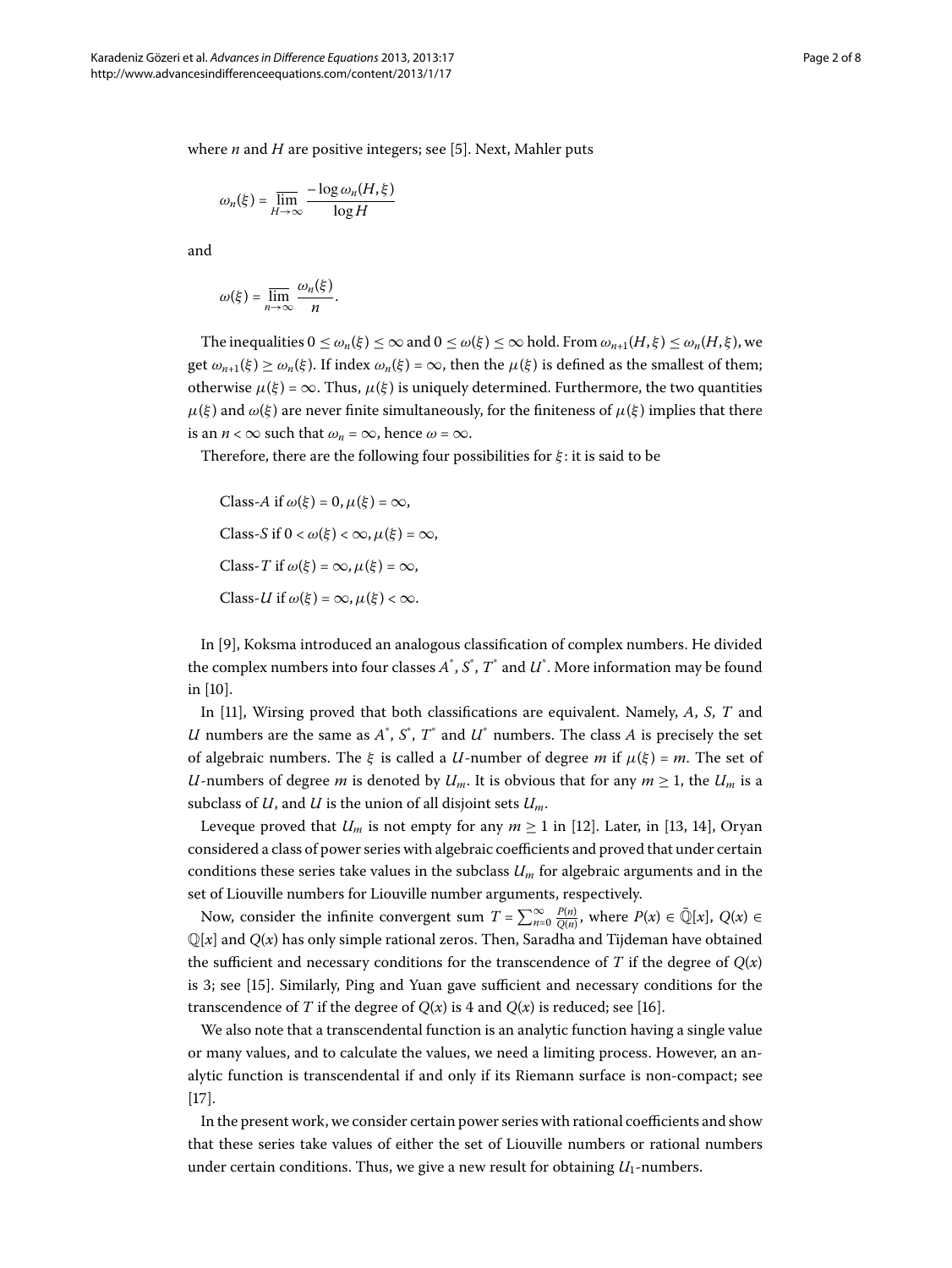where $n$ and $H$ are positive integers; see [5]. Next, Mahler puts

$$\omega_n(\xi) = \overline{\lim_{H\to\infty}} \frac{-\log \omega_n(H,\xi)}{\log H}$$

and

$$\omega(\xi) = \overline{\lim_{n\to\infty}} \frac{\omega_n(\xi)}{n}.$$

The inequalities $0 \le \omega_n(\xi) \le \infty$ and $0 \le \omega(\xi) \le \infty$ hold. From $\omega_{n+1}(H,\xi) \le \omega_n(H,\xi)$, we get $\omega_{n+1}(\xi) \ge \omega_n(\xi)$. If index $\omega_n(\xi) = \infty$, then the $\mu(\xi)$ is defined as the smallest of them; otherwise $\mu(\xi) = \infty$. Thus, $\mu(\xi)$ is uniquely determined. Furthermore, the two quantities $\mu(\xi)$ and $\omega(\xi)$ are never finite simultaneously, for the finiteness of $\mu(\xi)$ implies that there is an $n < \infty$ such that $\omega_n = \infty$, hence $\omega = \infty$.

Therefore, there are the following four possibilities for $\xi$: it is said to be

Class-$A$ if $\omega(\xi) = 0, \mu(\xi) = \infty$,

Class-$S$ if $0 < \omega(\xi) < \infty, \mu(\xi) = \infty$,

Class-$T$ if $\omega(\xi) = \infty, \mu(\xi) = \infty$,

Class-$U$ if $\omega(\xi) = \infty, \mu(\xi) < \infty$.

In [9], Koksma introduced an analogous classification of complex numbers. He divided the complex numbers into four classes $A^*$, $S^*$, $T^*$ and $U^*$. More information may be found in [10].

In [11], Wirsing proved that both classifications are equivalent. Namely, $A$, $S$, $T$ and $U$ numbers are the same as $A^*$, $S^*$, $T^*$ and $U^*$ numbers. The class $A$ is precisely the set of algebraic numbers. The $\xi$ is called a $U$-number of degree $m$ if $\mu(\xi) = m$. The set of $U$-numbers of degree $m$ is denoted by $U_m$. It is obvious that for any $m \ge 1$, the $U_m$ is a subclass of $U$, and $U$ is the union of all disjoint sets $U_m$.

Leveque proved that $U_m$ is not empty for any $m \ge 1$ in [12]. Later, in [13, 14], Oryan considered a class of power series with algebraic coefficients and proved that under certain conditions these series take values in the subclass $U_m$ for algebraic arguments and in the set of Liouville numbers for Liouville number arguments, respectively.

Now, consider the infinite convergent sum $T = \sum_{n=0}^{\infty} \frac{P(n)}{Q(n)}$, where $P(x) \in \bar{\mathbb{Q}}[x]$, $Q(x) \in \mathbb{Q}[x]$ and $Q(x)$ has only simple rational zeros. Then, Saradha and Tijdeman have obtained the sufficient and necessary conditions for the transcendence of $T$ if the degree of $Q(x)$ is 3; see [15]. Similarly, Ping and Yuan gave sufficient and necessary conditions for the transcendence of $T$ if the degree of $Q(x)$ is 4 and $Q(x)$ is reduced; see [16].

We also note that a transcendental function is an analytic function having a single value or many values, and to calculate the values, we need a limiting process. However, an analytic function is transcendental if and only if its Riemann surface is non-compact; see [17].

In the present work, we consider certain power series with rational coefficients and show that these series take values of either the set of Liouville numbers or rational numbers under certain conditions. Thus, we give a new result for obtaining $U_1$-numbers.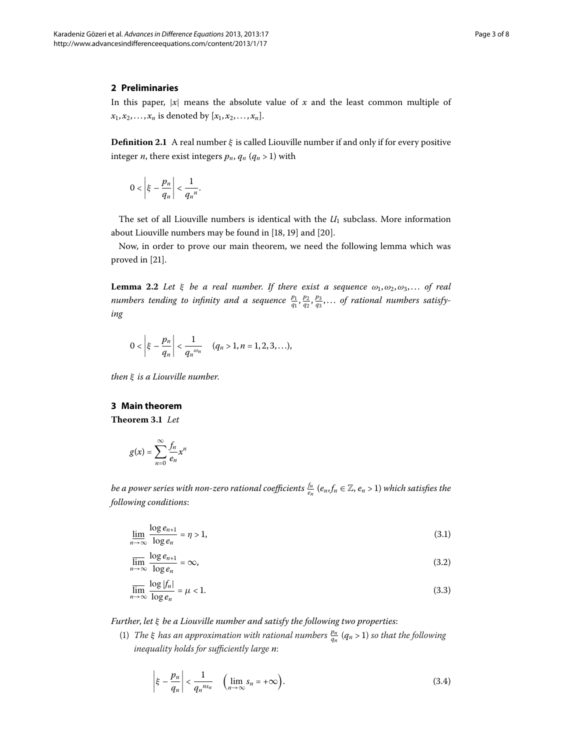## 2 Preliminaries

In this paper, $|x|$ means the absolute value of $x$ and the least common multiple of $x_1, x_2, \ldots, x_n$ is denoted by $[x_1, x_2, \ldots, x_n]$.

**Definition 2.1** A real number $\xi$ is called Liouville number if and only if for every positive integer $n$, there exist integers $p_n$, $q_n$ ($q_n > 1$) with

$$0 < \left|\xi - \frac{p_n}{q_n}\right| < \frac{1}{{q_n}^n}.$$

The set of all Liouville numbers is identical with the $U_1$ subclass. More information about Liouville numbers may be found in [18, 19] and [20].

Now, in order to prove our main theorem, we need the following lemma which was proved in [21].

**Lemma 2.2** *Let $\xi$ be a real number. If there exist a sequence $\omega_1, \omega_2, \omega_3, \ldots$ of real numbers tending to infinity and a sequence $\frac{p_1}{q_1}, \frac{p_2}{q_2}, \frac{p_3}{q_3}, \ldots$ of rational numbers satisfying*

$$0 < \left|\xi - \frac{p_n}{q_n}\right| < \frac{1}{{q_n}^{\omega_n}} \quad (q_n > 1, n = 1, 2, 3, \ldots),$$

*then $\xi$ is a Liouville number.*

## 3 Main theorem

**Theorem 3.1** *Let*

$$g(x) = \sum_{n=0}^{\infty} \frac{f_n}{e_n} x^n$$

*be a power series with non-zero rational coefficients $\frac{f_n}{e_n}$ ($e_n, f_n \in \mathbb{Z}$, $e_n > 1$) which satisfies the following conditions*:

$$\underline{\lim}_{n\to\infty} \frac{\log e_{n+1}}{\log e_n} = \eta > 1, \tag{3.1}$$

$$\overline{\lim}_{n\to\infty} \frac{\log e_{n+1}}{\log e_n} = \infty, \tag{3.2}$$

$$\overline{\lim}_{n\to\infty} \frac{\log |f_n|}{\log e_n} = \mu < 1. \tag{3.3}$$

*Further, let $\xi$ be a Liouville number and satisfy the following two properties*:

1. *The $\xi$ has an approximation with rational numbers $\frac{p_n}{q_n}$ ($q_n > 1$) so that the following inequality holds for sufficiently large $n$*:

$$\left|\xi - \frac{p_n}{q_n}\right| < \frac{1}{{q_n}^{ns_n}} \quad \left(\lim_{n\to\infty} s_n = +\infty\right). \tag{3.4}$$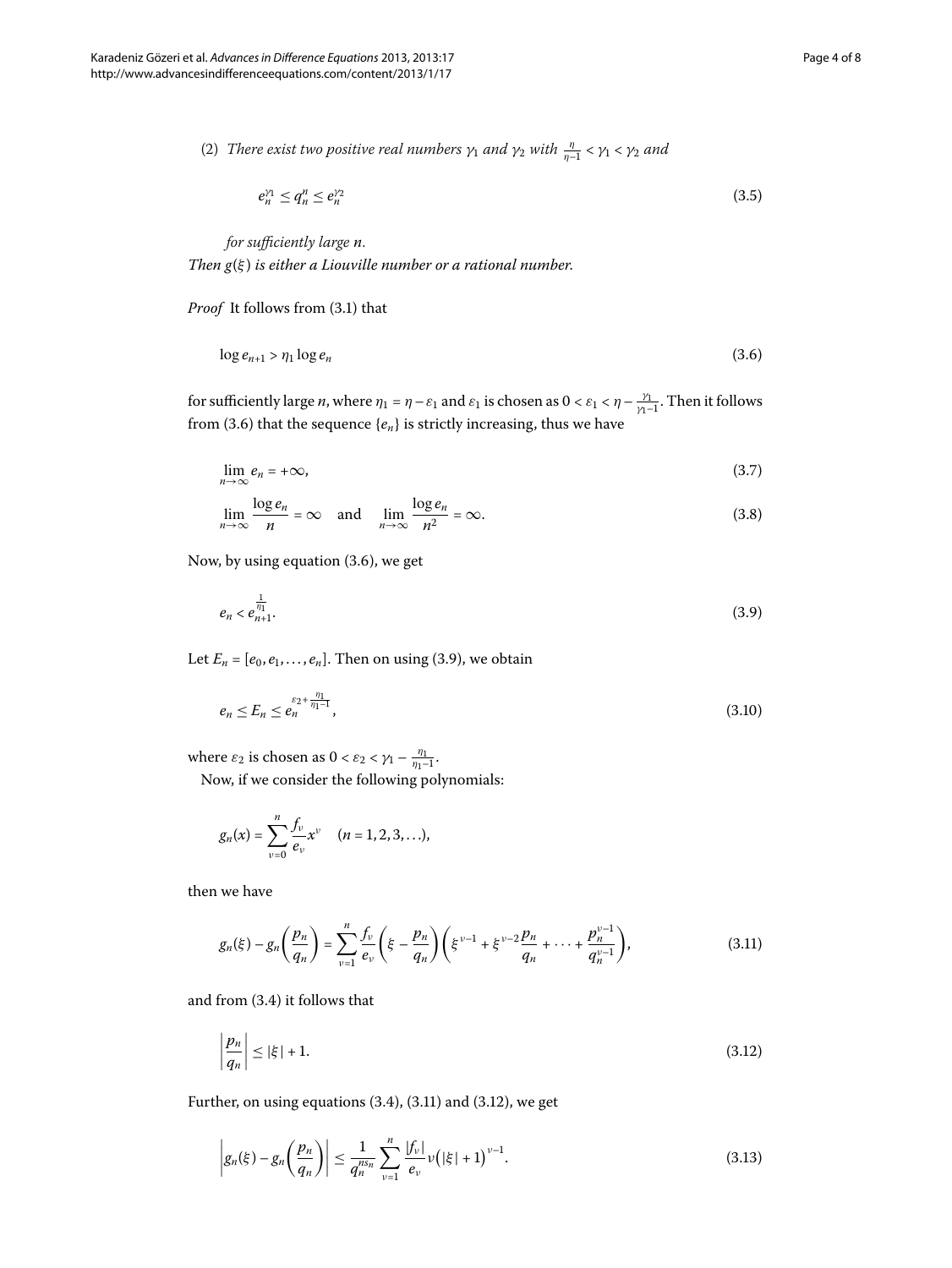(2) *There exist two positive real numbers $\gamma_1$ and $\gamma_2$ with $\frac{\eta}{\eta-1} < \gamma_1 < \gamma_2$ and*

$$e_n^{\gamma_1} \leq q_n^n \leq e_n^{\gamma_2} \tag{3.5}$$

*for sufficiently large $n$.*

*Then $g(\xi)$ is either a Liouville number or a rational number.*

*Proof* It follows from (3.1) that

$$\log e_{n+1} > \eta_1 \log e_n \tag{3.6}$$

for sufficiently large $n$, where $\eta_1 = \eta - \varepsilon_1$ and $\varepsilon_1$ is chosen as $0 < \varepsilon_1 < \eta - \frac{\gamma_1}{\gamma_1 - 1}$. Then it follows from (3.6) that the sequence $\{e_n\}$ is strictly increasing, thus we have

$$\lim_{n\to\infty} e_n = +\infty, \tag{3.7}$$

$$\lim_{n\to\infty} \frac{\log e_n}{n} = \infty \quad \text{and} \quad \lim_{n\to\infty} \frac{\log e_n}{n^2} = \infty. \tag{3.8}$$

Now, by using equation (3.6), we get

$$e_n < e_{n+1}^{\frac{1}{\eta_1}}. \tag{3.9}$$

Let $E_n = [e_0, e_1, \ldots, e_n]$. Then on using (3.9), we obtain

$$e_n \leq E_n \leq e_n^{\varepsilon_2 + \frac{\eta_1}{\eta_1 - 1}}, \tag{3.10}$$

where $\varepsilon_2$ is chosen as $0 < \varepsilon_2 < \gamma_1 - \frac{\eta_1}{\eta_1 - 1}$.

Now, if we consider the following polynomials:

$$g_n(x) = \sum_{\nu=0}^{n} \frac{f_\nu}{e_\nu} x^\nu \quad (n = 1, 2, 3, \ldots),$$

then we have

$$g_n(\xi) - g_n\left(\frac{p_n}{q_n}\right) = \sum_{\nu=1}^{n} \frac{f_\nu}{e_\nu}\left(\xi - \frac{p_n}{q_n}\right)\left(\xi^{\nu-1} + \xi^{\nu-2}\frac{p_n}{q_n} + \cdots + \frac{p_n^{\nu-1}}{q_n^{\nu-1}}\right), \tag{3.11}$$

and from (3.4) it follows that

$$\left|\frac{p_n}{q_n}\right| \leq |\xi| + 1. \tag{3.12}$$

Further, on using equations (3.4), (3.11) and (3.12), we get

$$\left|g_n(\xi) - g_n\left(\frac{p_n}{q_n}\right)\right| \leq \frac{1}{q_n^{ns_n}} \sum_{\nu=1}^{n} \frac{|f_\nu|}{e_\nu} \nu\big(|\xi| + 1\big)^{\nu-1}. \tag{3.13}$$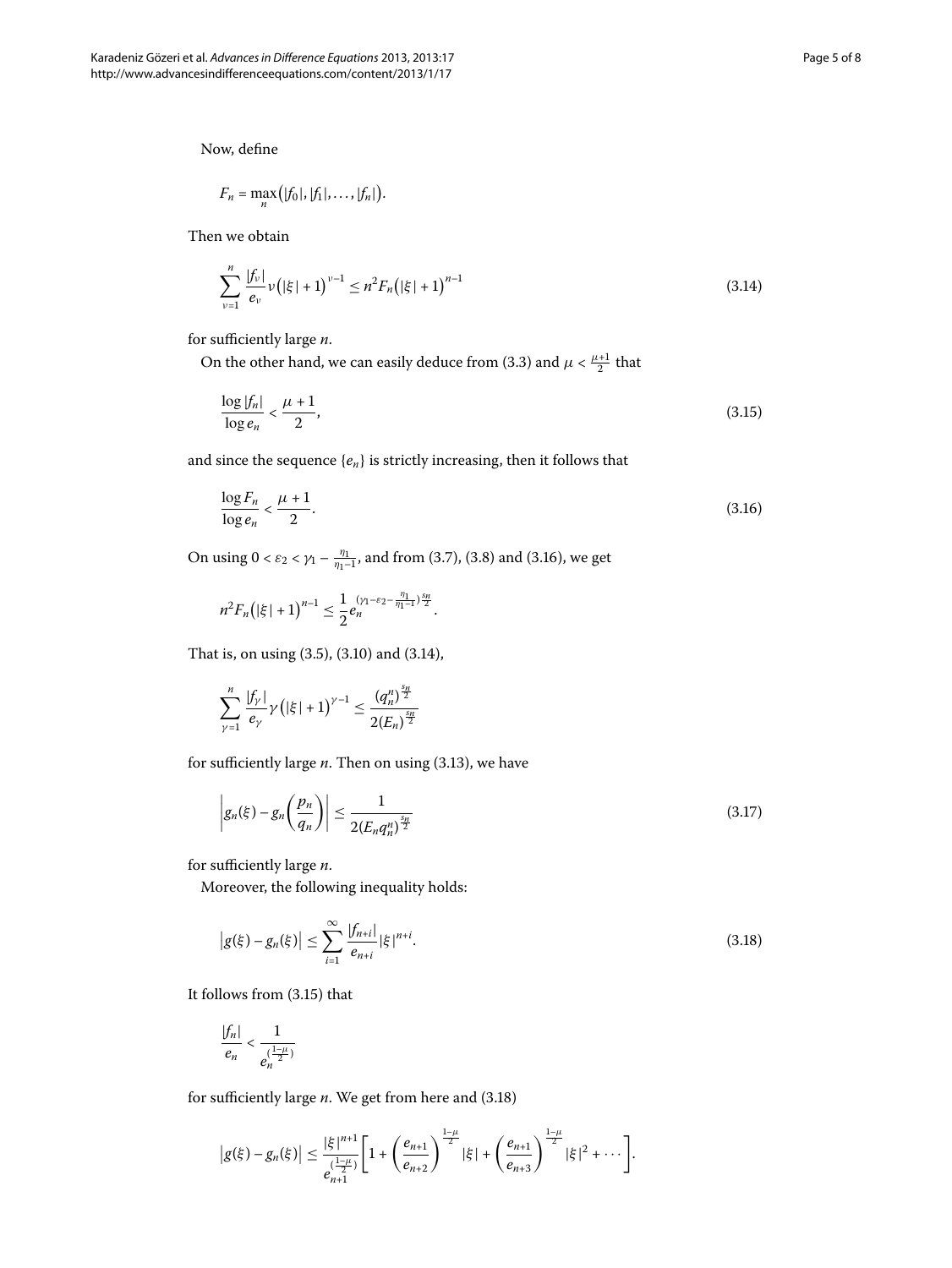Now, define

$$F_n = \max_n \bigl(|f_0|, |f_1|, \ldots, |f_n|\bigr).$$

Then we obtain

$$\sum_{\nu=1}^{n} \frac{|f_\nu|}{e_\nu} \nu \bigl(|\xi| + 1\bigr)^{\nu-1} \le n^2 F_n \bigl(|\xi| + 1\bigr)^{n-1} \tag{3.14}$$

for sufficiently large $n$.

On the other hand, we can easily deduce from (3.3) and $\mu < \frac{\mu+1}{2}$ that

$$\frac{\log |f_n|}{\log e_n} < \frac{\mu + 1}{2}, \tag{3.15}$$

and since the sequence $\{e_n\}$ is strictly increasing, then it follows that

$$\frac{\log F_n}{\log e_n} < \frac{\mu + 1}{2}. \tag{3.16}$$

On using $0 < \varepsilon_2 < \gamma_1 - \frac{\eta_1}{\eta_1 - 1}$, and from (3.7), (3.8) and (3.16), we get

$$n^2 F_n \bigl(|\xi| + 1\bigr)^{n-1} \le \frac{1}{2} e_n^{(\gamma_1 - \varepsilon_2 - \frac{\eta_1}{\eta_1 - 1}) \frac{s_n}{2}}.$$

That is, on using (3.5), (3.10) and (3.14),

$$\sum_{\gamma=1}^{n} \frac{|f_\gamma|}{e_\gamma} \gamma \bigl(|\xi| + 1\bigr)^{\gamma-1} \le \frac{(q_n^n)^{\frac{s_n}{2}}}{2(E_n)^{\frac{s_n}{2}}}$$

for sufficiently large $n$. Then on using (3.13), we have

$$\left| g_n(\xi) - g_n\left(\frac{p_n}{q_n}\right) \right| \le \frac{1}{2(E_n q_n^n)^{\frac{s_n}{2}}} \tag{3.17}$$

for sufficiently large $n$.

Moreover, the following inequality holds:

$$\bigl|g(\xi) - g_n(\xi)\bigr| \le \sum_{i=1}^{\infty} \frac{|f_{n+i}|}{e_{n+i}} |\xi|^{n+i}. \tag{3.18}$$

It follows from (3.15) that

$$\frac{|f_n|}{e_n} < \frac{1}{e_n^{(\frac{1-\mu}{2})}}$$

for sufficiently large $n$. We get from here and (3.18)

$$\bigl|g(\xi) - g_n(\xi)\bigr| \le \frac{|\xi|^{n+1}}{e_{n+1}^{(\frac{1-\mu}{2})}} \left[ 1 + \left( \frac{e_{n+1}}{e_{n+2}} \right)^{\frac{1-\mu}{2}} |\xi| + \left( \frac{e_{n+1}}{e_{n+3}} \right)^{\frac{1-\mu}{2}} |\xi|^2 + \cdots \right].$$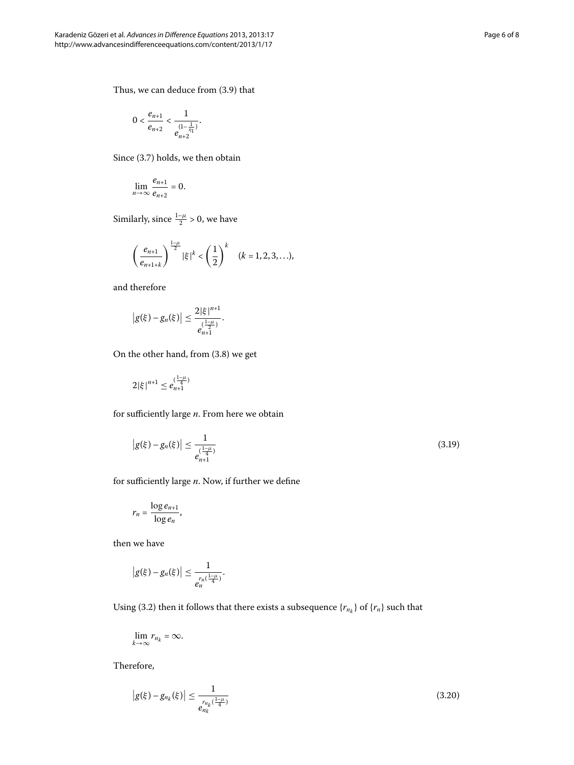Thus, we can deduce from (3.9) that

$$0 < \frac{e_{n+1}}{e_{n+2}} < \frac{1}{e_{n+2}^{(1-\frac{1}{\eta_1})}}.$$

Since (3.7) holds, we then obtain

$$\lim_{n\to\infty} \frac{e_{n+1}}{e_{n+2}} = 0.$$

Similarly, since $\frac{1-\mu}{2} > 0$, we have

$$\left(\frac{e_{n+1}}{e_{n+1+k}}\right)^{\frac{1-\mu}{2}} |\xi|^k < \left(\frac{1}{2}\right)^k \quad (k = 1, 2, 3, \ldots),$$

and therefore

$$\left|g(\xi) - g_n(\xi)\right| \leq \frac{2|\xi|^{n+1}}{e_{n+1}^{(\frac{1-\mu}{2})}}.$$

On the other hand, from (3.8) we get

$$2|\xi|^{n+1} \leq e_{n+1}^{(\frac{1-\mu}{4})}$$

for sufficiently large $n$. From here we obtain

$$\left|g(\xi) - g_n(\xi)\right| \leq \frac{1}{e_{n+1}^{(\frac{1-\mu}{4})}} \tag{3.19}$$

for sufficiently large $n$. Now, if further we define

$$r_n = \frac{\log e_{n+1}}{\log e_n},$$

then we have

$$\left|g(\xi) - g_n(\xi)\right| \leq \frac{1}{e_n^{r_n(\frac{1-\mu}{4})}}.$$

Using (3.2) then it follows that there exists a subsequence $\{r_{n_k}\}$ of $\{r_n\}$ such that

$$\lim_{k\to\infty} r_{n_k} = \infty.$$

Therefore,

$$\left|g(\xi) - g_{n_k}(\xi)\right| \leq \frac{1}{e_{n_k}^{r_{n_k}(\frac{1-\mu}{4})}} \tag{3.20}$$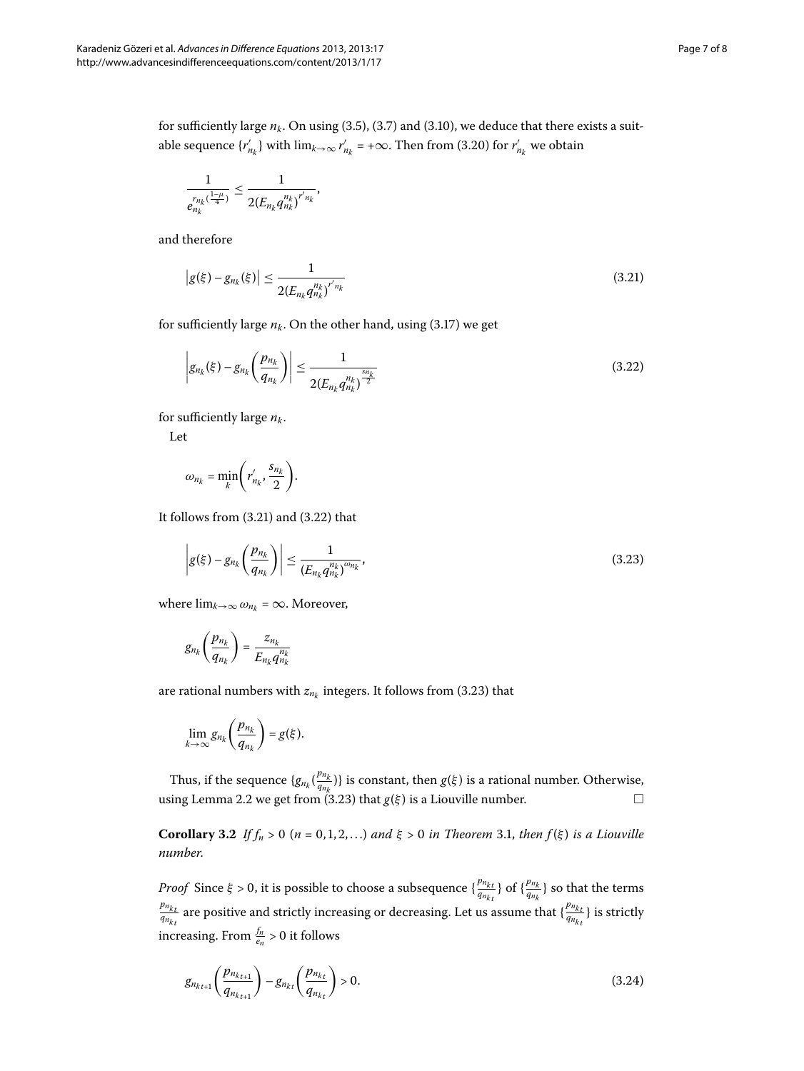for sufficiently large $n_k$. On using (3.5), (3.7) and (3.10), we deduce that there exists a suitable sequence $\{r'_{n_k}\}$ with $\lim_{k\to\infty} r'_{n_k} = +\infty$. Then from (3.20) for $r'_{n_k}$ we obtain

$$\frac{1}{e_{n_k}^{r_{n_k}(\frac{1-\mu}{4})}} \leq \frac{1}{2(E_{n_k} q_{n_k}^{n_k})^{r'_{n_k}}},$$

and therefore

$$\left|g(\xi) - g_{n_k}(\xi)\right| \leq \frac{1}{2(E_{n_k} q_{n_k}^{n_k})^{r'_{n_k}}} \tag{3.21}$$

for sufficiently large $n_k$. On the other hand, using (3.17) we get

$$\left|g_{n_k}(\xi) - g_{n_k}\left(\frac{p_{n_k}}{q_{n_k}}\right)\right| \leq \frac{1}{2(E_{n_k} q_{n_k}^{n_k})^{\frac{s_{n_k}}{2}}} \tag{3.22}$$

for sufficiently large $n_k$.

Let

$$\omega_{n_k} = \min_k\left(r'_{n_k}, \frac{s_{n_k}}{2}\right).$$

It follows from (3.21) and (3.22) that

$$\left|g(\xi) - g_{n_k}\left(\frac{p_{n_k}}{q_{n_k}}\right)\right| \leq \frac{1}{(E_{n_k} q_{n_k}^{n_k})^{\omega_{n_k}}}, \tag{3.23}$$

where $\lim_{k\to\infty} \omega_{n_k} = \infty$. Moreover,

$$g_{n_k}\left(\frac{p_{n_k}}{q_{n_k}}\right) = \frac{z_{n_k}}{E_{n_k} q_{n_k}^{n_k}}$$

are rational numbers with $z_{n_k}$ integers. It follows from (3.23) that

$$\lim_{k\to\infty} g_{n_k}\left(\frac{p_{n_k}}{q_{n_k}}\right) = g(\xi).$$

Thus, if the sequence $\{g_{n_k}(\frac{p_{n_k}}{q_{n_k}})\}$ is constant, then $g(\xi)$ is a rational number. Otherwise, using Lemma 2.2 we get from (3.23) that $g(\xi)$ is a Liouville number. □

**Corollary 3.2** *If $f_n > 0$ ($n = 0, 1, 2, \ldots$) and $\xi > 0$ in Theorem 3.1, then $f(\xi)$ is a Liouville number.*

*Proof* Since $\xi > 0$, it is possible to choose a subsequence $\{\frac{p_{n_{k_t}}}{q_{n_{k_t}}}\}$ of $\{\frac{p_{n_k}}{q_{n_k}}\}$ so that the terms $\frac{p_{n_{k_t}}}{q_{n_{k_t}}}$ are positive and strictly increasing or decreasing. Let us assume that $\{\frac{p_{n_{k_t}}}{q_{n_{k_t}}}\}$ is strictly increasing. From $\frac{f_n}{e_n} > 0$ it follows

$$g_{n_{k_{t+1}}}\left(\frac{p_{n_{k_{t+1}}}}{q_{n_{k_{t+1}}}}\right) - g_{n_{k_t}}\left(\frac{p_{n_{k_t}}}{q_{n_{k_t}}}\right) > 0. \tag{3.24}$$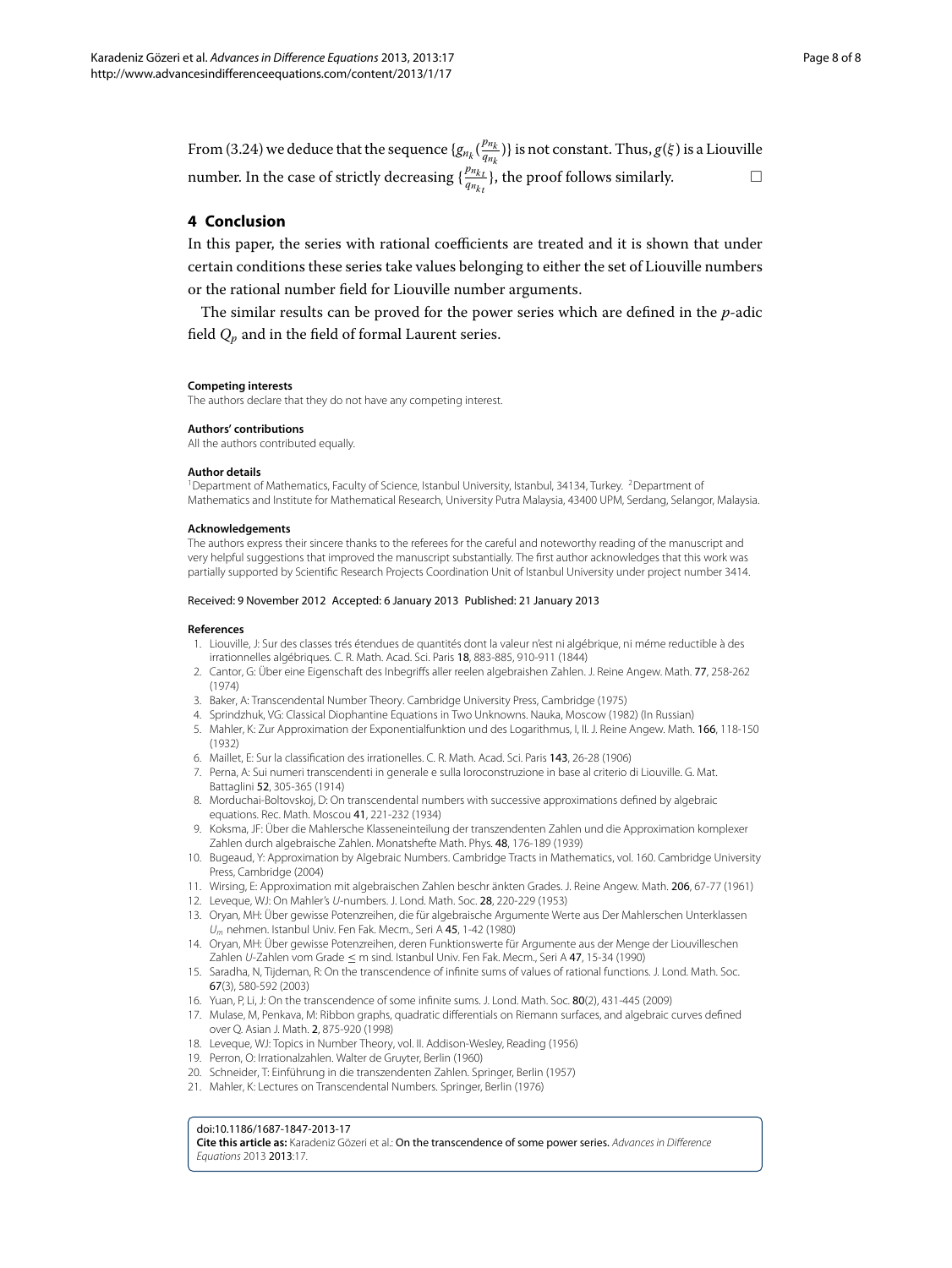From (3.24) we deduce that the sequence $\{g_{n_k}(\frac{p_{n_k}}{q_{n_k}})\}$ is not constant. Thus, $g(\xi)$ is a Liouville number. In the case of strictly decreasing $\{\frac{p_{n_{k_t}}}{q_{n_{k_t}}}\}$, the proof follows similarly. □

## 4 Conclusion

In this paper, the series with rational coefficients are treated and it is shown that under certain conditions these series take values belonging to either the set of Liouville numbers or the rational number field for Liouville number arguments.

The similar results can be proved for the power series which are defined in the $p$-adic field $Q_p$ and in the field of formal Laurent series.

#### Competing interests

The authors declare that they do not have any competing interest.

#### Authors' contributions

All the authors contributed equally.

#### Author details

[1]Department of Mathematics, Faculty of Science, Istanbul University, Istanbul, 34134, Turkey. [2]Department of Mathematics and Institute for Mathematical Research, University Putra Malaysia, 43400 UPM, Serdang, Selangor, Malaysia.

#### Acknowledgements

The authors express their sincere thanks to the referees for the careful and noteworthy reading of the manuscript and very helpful suggestions that improved the manuscript substantially. The first author acknowledges that this work was partially supported by Scientific Research Projects Coordination Unit of Istanbul University under project number 3414.

Received: 9 November 2012 Accepted: 6 January 2013 Published: 21 January 2013

#### References

1. Liouville, J: Sur des classes trés étendues de quantités dont la valeur n'est ni algébrique, ni méme reductible à des irrationnelles algébriques. C. R. Math. Acad. Sci. Paris **18**, 883-885, 910-911 (1844)
2. Cantor, G: Über eine Eigenschaft des Inbegriffs aller reelen algebraishen Zahlen. J. Reine Angew. Math. **77**, 258-262 (1974)
3. Baker, A: Transcendental Number Theory. Cambridge University Press, Cambridge (1975)
4. Sprindzhuk, VG: Classical Diophantine Equations in Two Unknowns. Nauka, Moscow (1982) (In Russian)
5. Mahler, K: Zur Approximation der Exponentialfunktion und des Logarithmus, I, II. J. Reine Angew. Math. **166**, 118-150 (1932)
6. Maillet, E: Sur la classification des irrationelles. C. R. Math. Acad. Sci. Paris **143**, 26-28 (1906)
7. Perna, A: Sui numeri transcendenti in generale e sulla loroconstruzione in base al criterio di Liouville. G. Mat. Battaglini **52**, 305-365 (1914)
8. Morduchai-Boltovskoj, D: On transcendental numbers with successive approximations defined by algebraic equations. Rec. Math. Moscou **41**, 221-232 (1934)
9. Koksma, JF: Über die Mahlersche Klasseneinteilung der transzendenten Zahlen und die Approximation komplexer Zahlen durch algebraische Zahlen. Monatshefte Math. Phys. **48**, 176-189 (1939)
10. Bugeaud, Y: Approximation by Algebraic Numbers. Cambridge Tracts in Mathematics, vol. 160. Cambridge University Press, Cambridge (2004)
11. Wirsing, E: Approximation mit algebraischen Zahlen beschr änkten Grades. J. Reine Angew. Math. **206**, 67-77 (1961)
12. Leveque, WJ: On Mahler's $U$-numbers. J. Lond. Math. Soc. **28**, 220-229 (1953)
13. Oryan, MH: Über gewisse Potenzreihen, die für algebraische Argumente Werte aus Der Mahlerschen Unterklassen $U_m$ nehmen. Istanbul Univ. Fen Fak. Mecm., Seri A **45**, 1-42 (1980)
14. Oryan, MH: Über gewisse Potenzreihen, deren Funktionswerte für Argumente aus der Menge der Liouvilleschen Zahlen $U$-Zahlen vom Grade $\leq m$ sind. Istanbul Univ. Fen Fak. Mecm., Seri A **47**, 15-34 (1990)
15. Saradha, N, Tijdeman, R: On the transcendence of infinite sums of values of rational functions. J. Lond. Math. Soc. **67**(3), 580-592 (2003)
16. Yuan, P, Li, J: On the transcendence of some infinite sums. J. Lond. Math. Soc. **80**(2), 431-445 (2009)
17. Mulase, M, Penkava, M: Ribbon graphs, quadratic differentials on Riemann surfaces, and algebraic curves defined over Q. Asian J. Math. **2**, 875-920 (1998)
18. Leveque, WJ: Topics in Number Theory, vol. II. Addison-Wesley, Reading (1956)
19. Perron, O: Irrationalzahlen. Walter de Gruyter, Berlin (1960)
20. Schneider, T: Einführung in die transzendenten Zahlen. Springer, Berlin (1957)
21. Mahler, K: Lectures on Transcendental Numbers. Springer, Berlin (1976)

doi:10.1186/1687-1847-2013-17
**Cite this article as:** Karadeniz Gözeri et al.: On the transcendence of some power series. *Advances in Difference Equations* 2013 **2013**:17.